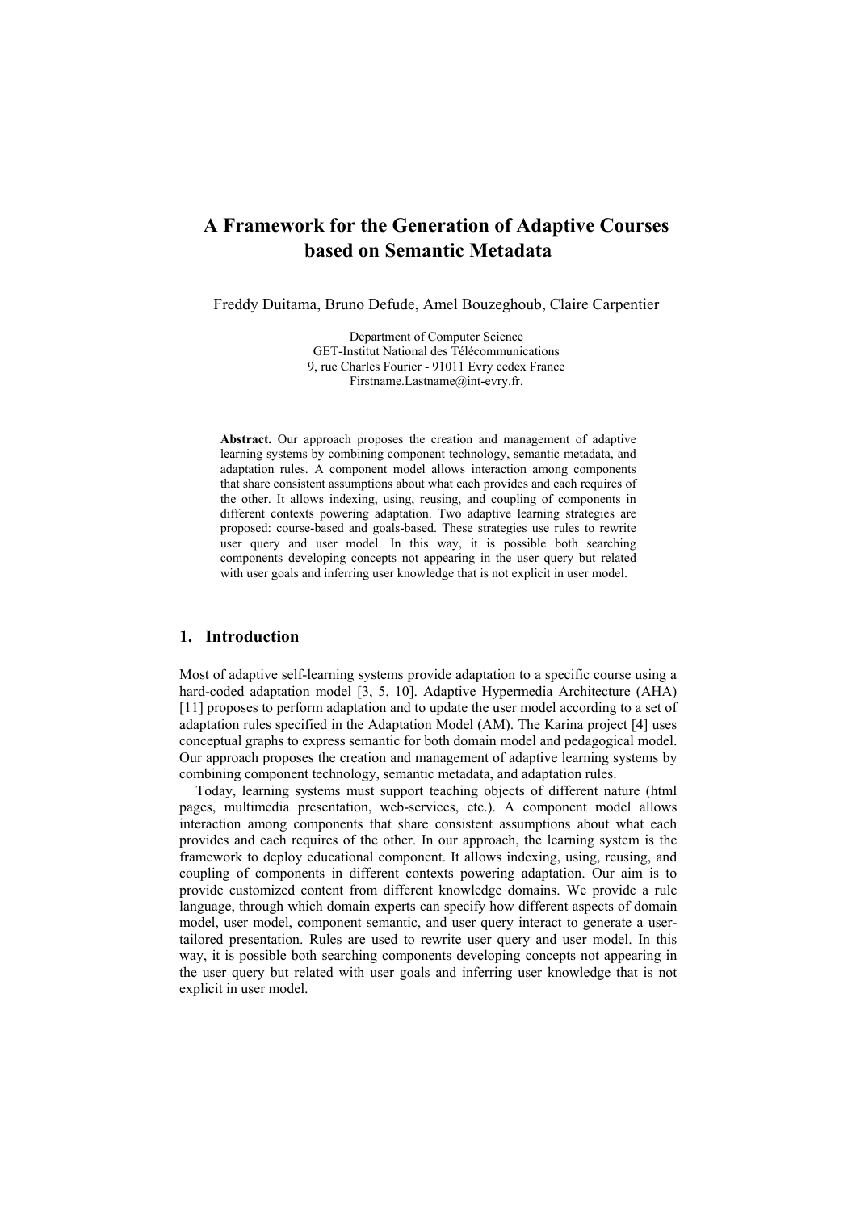# A Framework for the Generation of Adaptive Courses based on Semantic Metadata

Freddy Duitama, Bruno Defude, Amel Bouzeghoub, Claire Carpentier

Department of Computer Science
GET-Institut National des Télécommunications
9, rue Charles Fourier - 91011 Evry cedex France
Firstname.Lastname@int-evry.fr.

**Abstract.** Our approach proposes the creation and management of adaptive learning systems by combining component technology, semantic metadata, and adaptation rules. A component model allows interaction among components that share consistent assumptions about what each provides and each requires of the other. It allows indexing, using, reusing, and coupling of components in different contexts powering adaptation. Two adaptive learning strategies are proposed: course-based and goals-based. These strategies use rules to rewrite user query and user model. In this way, it is possible both searching components developing concepts not appearing in the user query but related with user goals and inferring user knowledge that is not explicit in user model.

## 1. Introduction

Most of adaptive self-learning systems provide adaptation to a specific course using a hard-coded adaptation model [3, 5, 10]. Adaptive Hypermedia Architecture (AHA) [11] proposes to perform adaptation and to update the user model according to a set of adaptation rules specified in the Adaptation Model (AM). The Karina project [4] uses conceptual graphs to express semantic for both domain model and pedagogical model. Our approach proposes the creation and management of adaptive learning systems by combining component technology, semantic metadata, and adaptation rules.

Today, learning systems must support teaching objects of different nature (html pages, multimedia presentation, web-services, etc.). A component model allows interaction among components that share consistent assumptions about what each provides and each requires of the other. In our approach, the learning system is the framework to deploy educational component. It allows indexing, using, reusing, and coupling of components in different contexts powering adaptation. Our aim is to provide customized content from different knowledge domains. We provide a rule language, through which domain experts can specify how different aspects of domain model, user model, component semantic, and user query interact to generate a user-tailored presentation. Rules are used to rewrite user query and user model. In this way, it is possible both searching components developing concepts not appearing in the user query but related with user goals and inferring user knowledge that is not explicit in user model.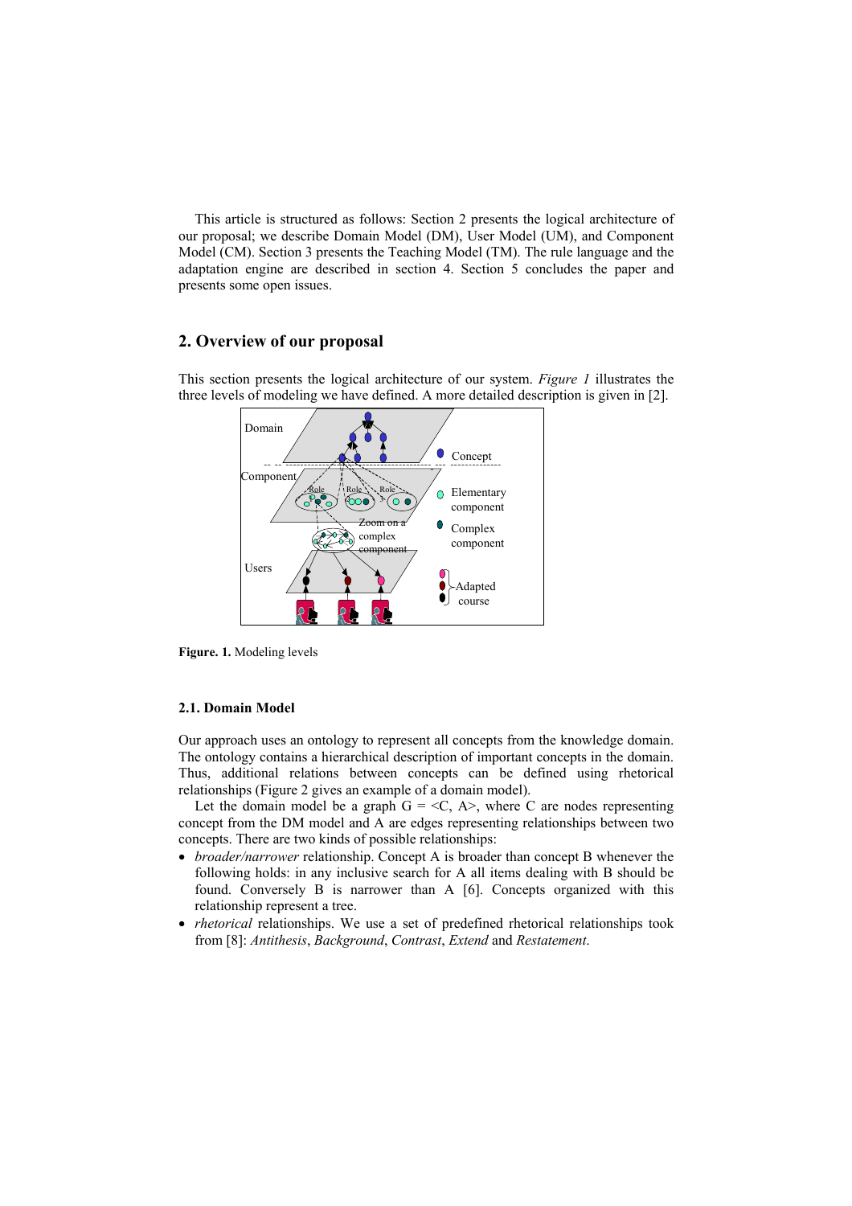This article is structured as follows: Section 2 presents the logical architecture of our proposal; we describe Domain Model (DM), User Model (UM), and Component Model (CM). Section 3 presents the Teaching Model (TM). The rule language and the adaptation engine are described in section 4. Section 5 concludes the paper and presents some open issues.

## 2. Overview of our proposal

This section presents the logical architecture of our system. *Figure 1* illustrates the three levels of modeling we have defined. A more detailed description is given in [2].

**Figure. 1.** Modeling levels

### 2.1. Domain Model

Our approach uses an ontology to represent all concepts from the knowledge domain. The ontology contains a hierarchical description of important concepts in the domain. Thus, additional relations between concepts can be defined using rhetorical relationships (Figure 2 gives an example of a domain model).

Let the domain model be a graph G = <C, A>, where C are nodes representing concept from the DM model and A are edges representing relationships between two concepts. There are two kinds of possible relationships:

- *broader/narrower* relationship. Concept A is broader than concept B whenever the following holds: in any inclusive search for A all items dealing with B should be found. Conversely B is narrower than A [6]. Concepts organized with this relationship represent a tree.
- *rhetorical* relationships. We use a set of predefined rhetorical relationships took from [8]: *Antithesis*, *Background*, *Contrast*, *Extend* and *Restatement*.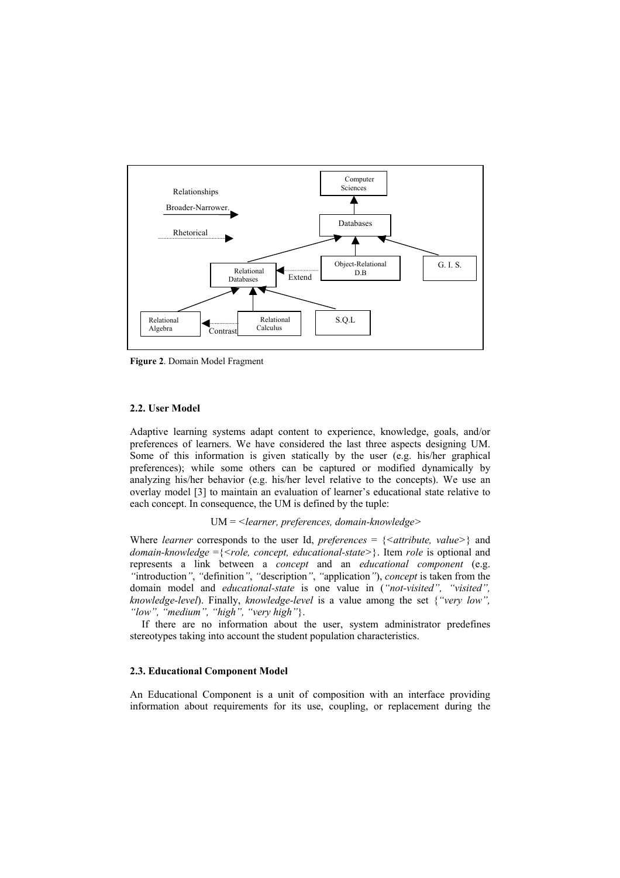Relationships

Broader-Narrower.

Rhetorical

Computer Sciences

Databases

Relational Databases

Extend

Object-Relational D.B

G. I. S.

Relational Algebra

Contrast

Relational Calculus

S.Q.L

**Figure 2**. Domain Model Fragment

### 2.2. User Model

Adaptive learning systems adapt content to experience, knowledge, goals, and/or preferences of learners. We have considered the last three aspects designing UM. Some of this information is given statically by the user (e.g. his/her graphical preferences); while some others can be captured or modified dynamically by analyzing his/her behavior (e.g. his/her level relative to the concepts). We use an overlay model [3] to maintain an evaluation of learner's educational state relative to each concept. In consequence, the UM is defined by the tuple:

UM = <*learner, preferences, domain-knowledge*>

Where *learner* corresponds to the user Id, *preferences* = {<*attribute, value*>} and *domain-knowledge* ={<*role, concept, educational-state*>}. Item *role* is optional and represents a link between a *concept* and an *educational component* (e.g. *"*introduction*"*, *"*definition*"*, *"*description*"*, *"*application*"*), *concept* is taken from the domain model and *educational-state* is one value in (*"not-visited", "visited", knowledge-level*). Finally, *knowledge-level* is a value among the set {*"very low", "low", "medium", "high", "very high"*}.

If there are no information about the user, system administrator predefines stereotypes taking into account the student population characteristics.

### 2.3. Educational Component Model

An Educational Component is a unit of composition with an interface providing information about requirements for its use, coupling, or replacement during the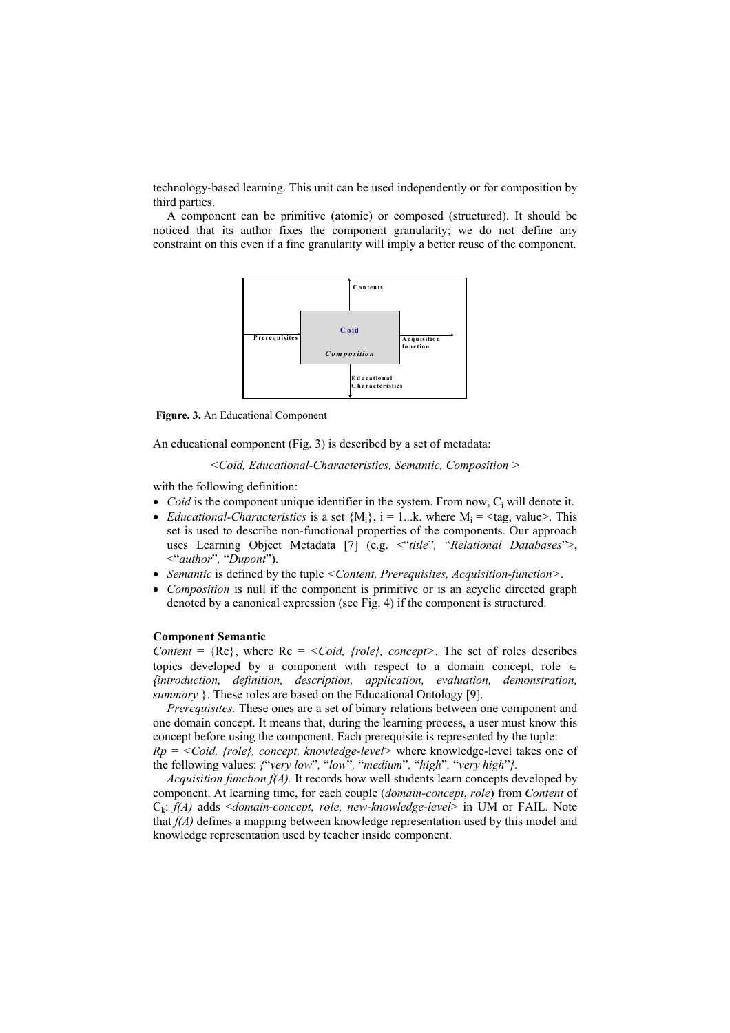technology-based learning. This unit can be used independently or for composition by third parties.

A component can be primitive (atomic) or composed (structured). It should be noticed that its author fixes the component granularity; we do not define any constraint on this even if a fine granularity will imply a better reuse of the component.

**Figure. 3.** An Educational Component

An educational component (Fig. 3) is described by a set of metadata:

*<Coid, Educational-Characteristics, Semantic, Composition >*

with the following definition:

- *Coid* is the component unique identifier in the system. From now, $C_i$ will denote it.
- *Educational-Characteristics* is a set $\{M_i\}$, i = 1...k. where $M_i$ = <tag, value>. This set is used to describe non-functional properties of the components. Our approach uses Learning Object Metadata [7] (e.g. <"*title*", "*Relational Databases*">, <"*author*", "*Dupont*").
- *Semantic* is defined by the tuple *<Content, Prerequisites, Acquisition-function>*.
- *Composition* is null if the component is primitive or is an acyclic directed graph denoted by a canonical expression (see Fig. 4) if the component is structured.

**Component Semantic**

*Content* = {Rc}, where Rc = *<Coid, {role}, concept>*. The set of roles describes topics developed by a component with respect to a domain concept, role $\in$ *{introduction, definition, description, application, evaluation, demonstration, summary* }. These roles are based on the Educational Ontology [9].

*Prerequisites.* These ones are a set of binary relations between one component and one domain concept. It means that, during the learning process, a user must know this concept before using the component. Each prerequisite is represented by the tuple:
*Rp = <Coid, {role}, concept, knowledge-level>* where knowledge-level takes one of the following values: *{*"*very low*"*,* "*low*"*,* "*medium*"*,* "*high*"*,* "*very high*"*}.*

*Acquisition function f(A).* It records how well students learn concepts developed by component. At learning time, for each couple (*domain-concept*, *role*) from *Content* of $C_k$: *f(A)* adds *<domain-concept, role, new-knowledge-level>* in UM or FAIL. Note that *f(A)* defines a mapping between knowledge representation used by this model and knowledge representation used by teacher inside component.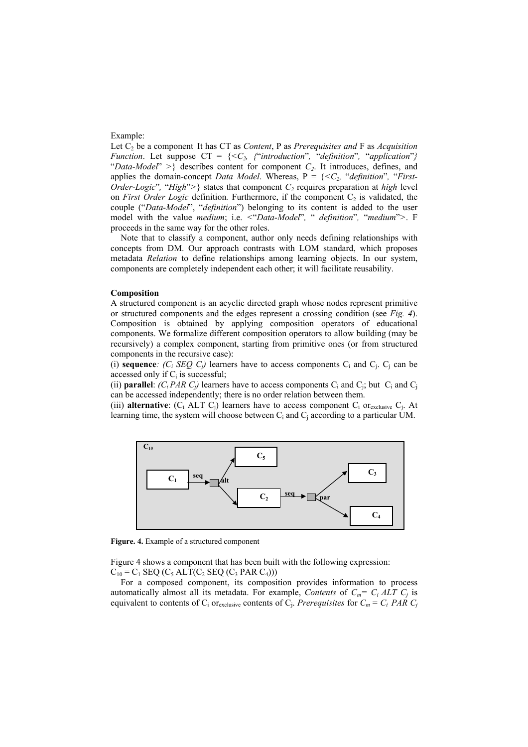Example:

Let $C_2$ be a component. It has CT as *Content*, P as *Prerequisites and* F as *Acquisition Function*. Let suppose CT = {<$C_2$, {"*introduction*", "*definition*", "*application*"} "*Data-Model*" >} describes content for component $C_2$. It introduces, defines, and applies the domain-concept *Data Model*. Whereas, P = {<$C_2$, "*definition*", "*First-Order-Logic*", "*High*">} states that component $C_2$ requires preparation at *high* level on *First Order Logic* definition. Furthermore, if the component $C_2$ is validated, the couple ("*Data-Model*", "*definition*") belonging to its content is added to the user model with the value *medium*; i.e. <"*Data-Model*", " *definition*", "*medium*">. F proceeds in the same way for the other roles.

Note that to classify a component, author only needs defining relationships with concepts from DM. Our approach contrasts with LOM standard, which proposes metadata *Relation* to define relationships among learning objects. In our system, components are completely independent each other; it will facilitate reusability.

**Composition**

A structured component is an acyclic directed graph whose nodes represent primitive or structured components and the edges represent a crossing condition (see *Fig. 4*). Composition is obtained by applying composition operators of educational components. We formalize different composition operators to allow building (may be recursively) a complex component, starting from primitive ones (or from structured components in the recursive case):

(i) **sequence**: *($C_i$ SEQ $C_j$)* learners have to access components $C_i$ and $C_j$. $C_j$ can be accessed only if $C_i$ is successful;

(ii) **parallel**: *($C_i$ PAR $C_j$)* learners have to access components $C_i$ and $C_j$; but $C_i$ and $C_j$ can be accessed independently; there is no order relation between them.

(iii) **alternative**: ($C_i$ ALT $C_j$) learners have to access component $C_i$ $\text{or}_{\text{exclusive}}$ $C_j$. At learning time, the system will choose between $C_i$ and $C_j$ according to a particular UM.

**Figure. 4.** Example of a structured component

Figure 4 shows a component that has been built with the following expression:
$C_{10} = C_1$ SEQ ($C_5$ ALT($C_2$ SEQ ($C_3$ PAR $C_4$)))

For a composed component, its composition provides information to process automatically almost all its metadata. For example, *Contents* of $C_m = C_i$ *ALT* $C_j$ is equivalent to contents of $C_i$ $\text{or}_{\text{exclusive}}$ contents of $C_j$. *Prerequisites* for $C_m = C_i$ *PAR* $C_j$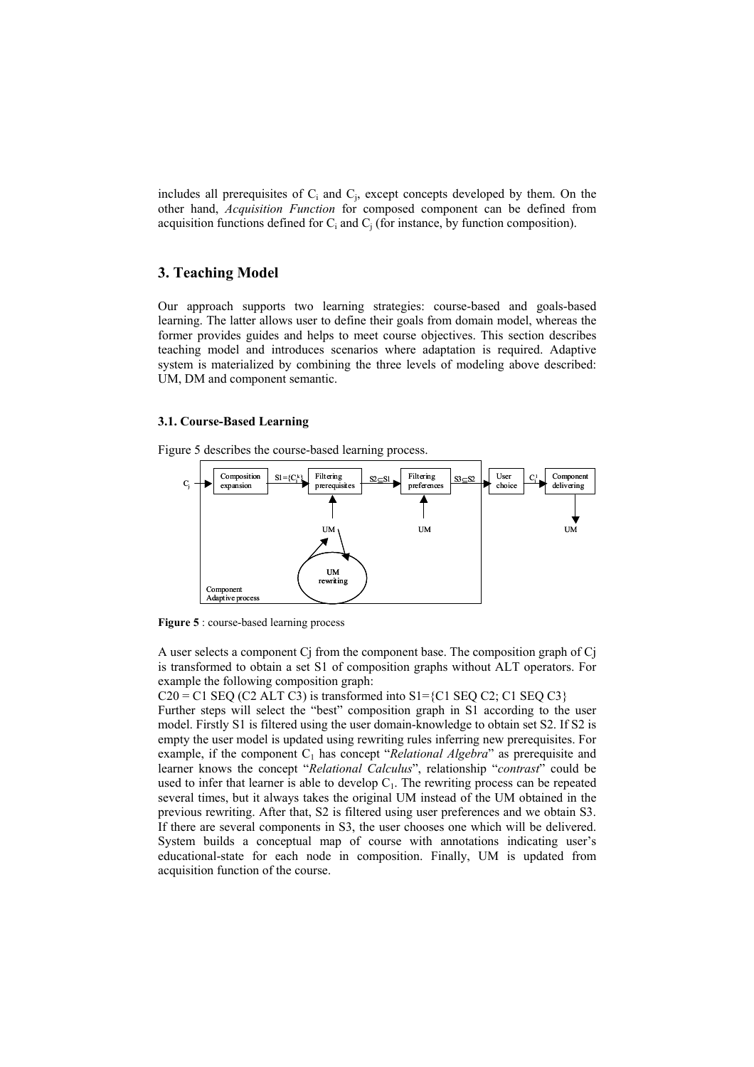includes all prerequisites of $C_i$ and $C_j$, except concepts developed by them. On the other hand, *Acquisition Function* for composed component can be defined from acquisition functions defined for $C_i$ and $C_j$ (for instance, by function composition).

## 3. Teaching Model

Our approach supports two learning strategies: course-based and goals-based learning. The latter allows user to define their goals from domain model, whereas the former provides guides and helps to meet course objectives. This section describes teaching model and introduces scenarios where adaptation is required. Adaptive system is materialized by combining the three levels of modeling above described: UM, DM and component semantic.

### 3.1. Course-Based Learning

Figure 5 describes the course-based learning process.

**Figure 5** : course-based learning process

A user selects a component Cj from the component base. The composition graph of Cj is transformed to obtain a set S1 of composition graphs without ALT operators. For example the following composition graph:

C20 = C1 SEQ (C2 ALT C3) is transformed into S1={C1 SEQ C2; C1 SEQ C3}

Further steps will select the "best" composition graph in S1 according to the user model. Firstly S1 is filtered using the user domain-knowledge to obtain set S2. If S2 is empty the user model is updated using rewriting rules inferring new prerequisites. For example, if the component $C_1$ has concept "*Relational Algebra*" as prerequisite and learner knows the concept "*Relational Calculus*", relationship "*contrast*" could be used to infer that learner is able to develop $C_1$. The rewriting process can be repeated several times, but it always takes the original UM instead of the UM obtained in the previous rewriting. After that, S2 is filtered using user preferences and we obtain S3. If there are several components in S3, the user chooses one which will be delivered. System builds a conceptual map of course with annotations indicating user's educational-state for each node in composition. Finally, UM is updated from acquisition function of the course.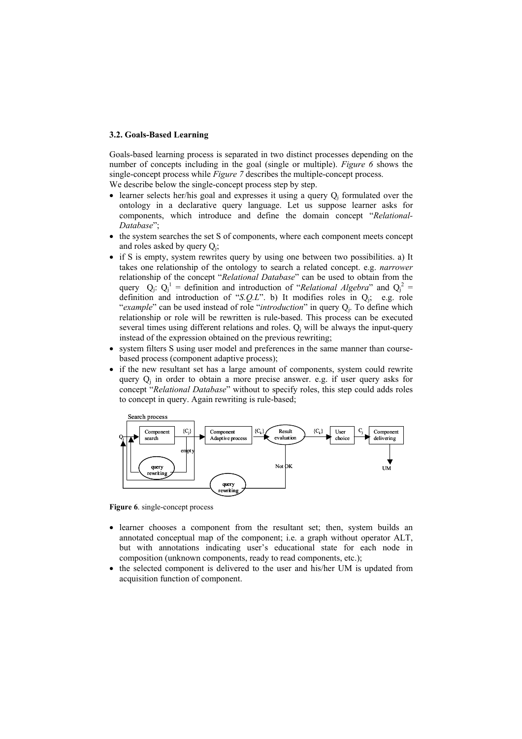### 3.2. Goals-Based Learning

Goals-based learning process is separated in two distinct processes depending on the number of concepts including in the goal (single or multiple). *Figure 6* shows the single-concept process while *Figure 7* describes the multiple-concept process.
We describe below the single-concept process step by step.

- learner selects her/his goal and expresses it using a query $Q_j$ formulated over the ontology in a declarative query language. Let us suppose learner asks for components, which introduce and define the domain concept "*Relational-Database*";
- the system searches the set S of components, where each component meets concept and roles asked by query $Q_j$;
- if S is empty, system rewrites query by using one between two possibilities. a) It takes one relationship of the ontology to search a related concept. e.g. *narrower* relationship of the concept "*Relational Database*" can be used to obtain from the query $Q_j$: $Q_j^1$ = definition and introduction of "*Relational Algebra*" and $Q_j^2$ = definition and introduction of "*S.Q.L*". b) It modifies roles in $Q_j$; e.g. role "*example*" can be used instead of role "*introduction*" in query $Q_j$. To define which relationship or role will be rewritten is rule-based. This process can be executed several times using different relations and roles. $Q_j$ will be always the input-query instead of the expression obtained on the previous rewriting;
- system filters S using user model and preferences in the same manner than course-based process (component adaptive process);
- if the new resultant set has a large amount of components, system could rewrite query $Q_j$ in order to obtain a more precise answer. e.g. if user query asks for concept "*Relational Database*" without to specify roles, this step could adds roles to concept in query. Again rewriting is rule-based;

**Figure 6**. single-concept process

- learner chooses a component from the resultant set; then, system builds an annotated conceptual map of the component; i.e. a graph without operator ALT, but with annotations indicating user's educational state for each node in composition (unknown components, ready to read components, etc.);
- the selected component is delivered to the user and his/her UM is updated from acquisition function of component.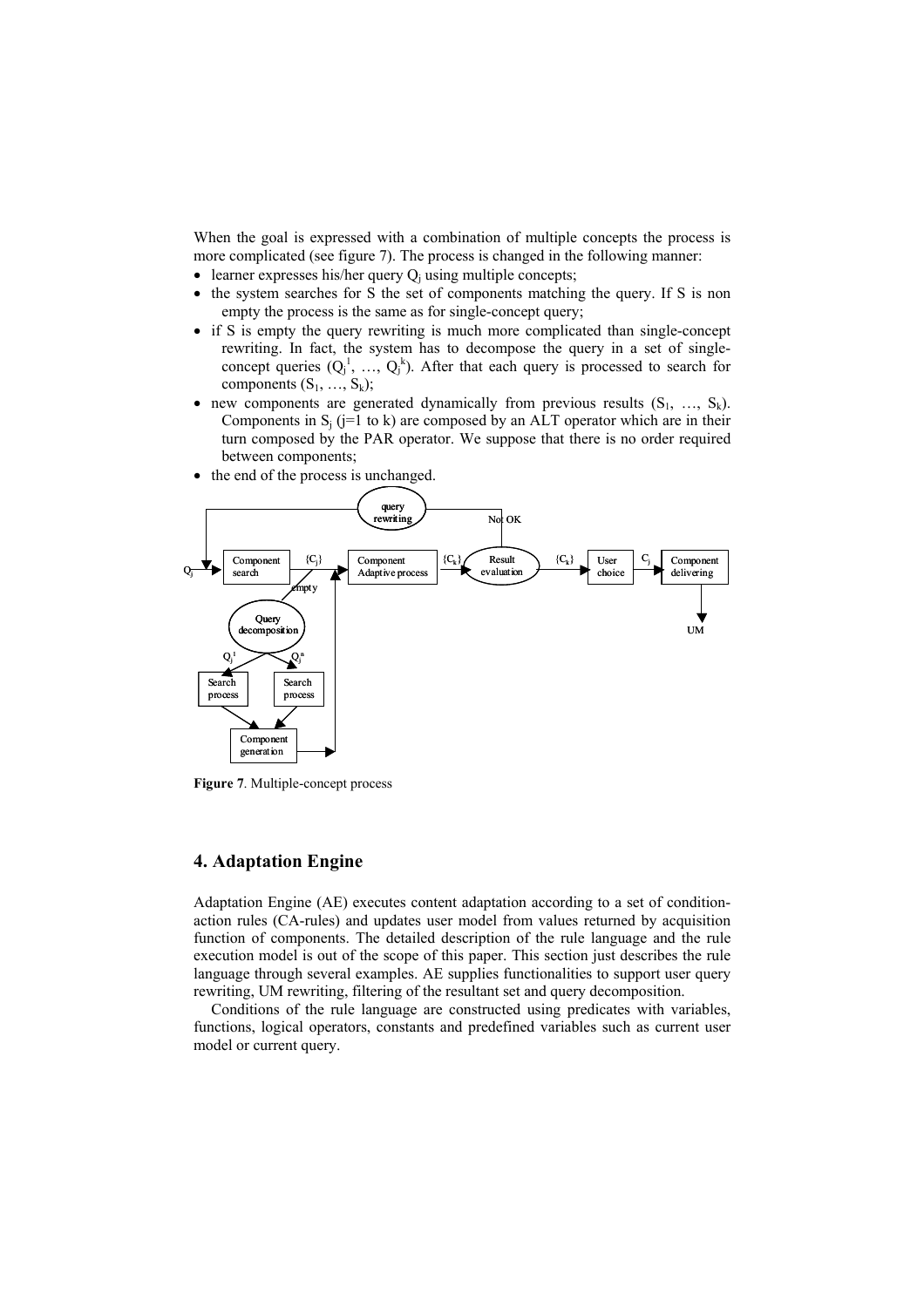When the goal is expressed with a combination of multiple concepts the process is more complicated (see figure 7). The process is changed in the following manner:

- learner expresses his/her query $Q_j$ using multiple concepts;
- the system searches for S the set of components matching the query. If S is non empty the process is the same as for single-concept query;
- if S is empty the query rewriting is much more complicated than single-concept rewriting. In fact, the system has to decompose the query in a set of single-concept queries ($Q_j^1$, …, $Q_j^k$). After that each query is processed to search for components ($S_1$, …, $S_k$);
- new components are generated dynamically from previous results ($S_1$, …, $S_k$). Components in $S_j$ (j=1 to k) are composed by an ALT operator which are in their turn composed by the PAR operator. We suppose that there is no order required between components;
- the end of the process is unchanged.

**Figure 7**. Multiple-concept process

## 4. Adaptation Engine

Adaptation Engine (AE) executes content adaptation according to a set of condition-action rules (CA-rules) and updates user model from values returned by acquisition function of components. The detailed description of the rule language and the rule execution model is out of the scope of this paper. This section just describes the rule language through several examples. AE supplies functionalities to support user query rewriting, UM rewriting, filtering of the resultant set and query decomposition.

Conditions of the rule language are constructed using predicates with variables, functions, logical operators, constants and predefined variables such as current user model or current query.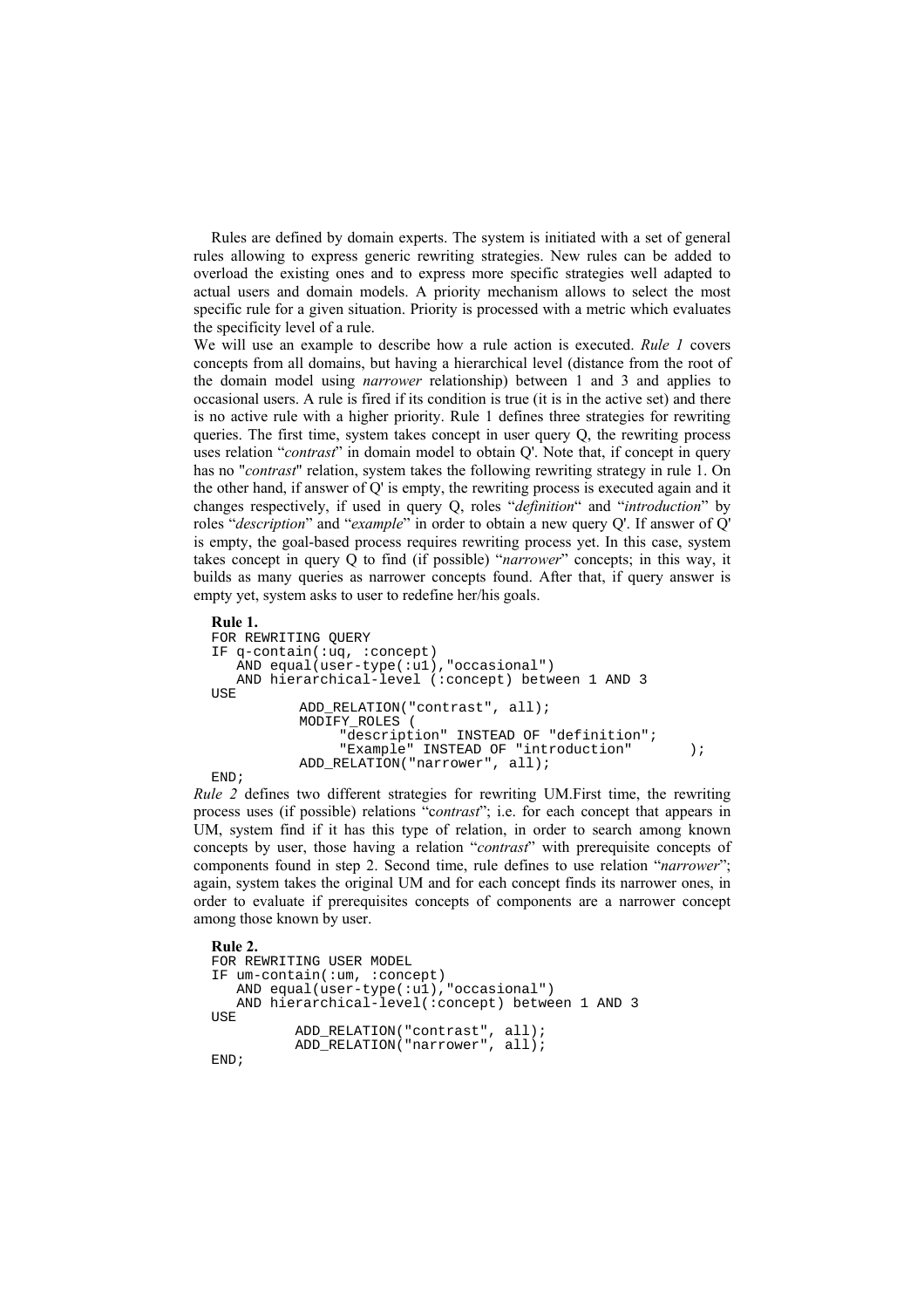Rules are defined by domain experts. The system is initiated with a set of general rules allowing to express generic rewriting strategies. New rules can be added to overload the existing ones and to express more specific strategies well adapted to actual users and domain models. A priority mechanism allows to select the most specific rule for a given situation. Priority is processed with a metric which evaluates the specificity level of a rule.

We will use an example to describe how a rule action is executed. *Rule 1* covers concepts from all domains, but having a hierarchical level (distance from the root of the domain model using *narrower* relationship) between 1 and 3 and applies to occasional users. A rule is fired if its condition is true (it is in the active set) and there is no active rule with a higher priority. Rule 1 defines three strategies for rewriting queries. The first time, system takes concept in user query Q, the rewriting process uses relation "*contrast*" in domain model to obtain Q'. Note that, if concept in query has no "*contrast*" relation, system takes the following rewriting strategy in rule 1. On the other hand, if answer of Q' is empty, the rewriting process is executed again and it changes respectively, if used in query Q, roles "*definition*" and "*introduction*" by roles "*description*" and "*example*" in order to obtain a new query Q'. If answer of Q' is empty, the goal-based process requires rewriting process yet. In this case, system takes concept in query Q to find (if possible) "*narrower*" concepts; in this way, it builds as many queries as narrower concepts found. After that, if query answer is empty yet, system asks to user to redefine her/his goals.

**Rule 1.**

```
FOR REWRITING QUERY
IF q-contain(:uq, :concept)
   AND equal(user-type(:u1),"occasional")
   AND hierarchical-level (:concept) between 1 AND 3
USE
          ADD_RELATION("contrast", all);
          MODIFY_ROLES (
              "description" INSTEAD OF "definition";
              "Example" INSTEAD OF "introduction"       );
          ADD_RELATION("narrower", all);
END;
```

*Rule 2* defines two different strategies for rewriting UM.First time, the rewriting process uses (if possible) relations "c*ontrast*"; i.e. for each concept that appears in UM, system find if it has this type of relation, in order to search among known concepts by user, those having a relation "*contrast*" with prerequisite concepts of components found in step 2. Second time, rule defines to use relation "*narrower*"; again, system takes the original UM and for each concept finds its narrower ones, in order to evaluate if prerequisites concepts of components are a narrower concept among those known by user.

**Rule 2.**

```
FOR REWRITING USER MODEL
IF um-contain(:um, :concept)
   AND equal(user-type(:u1),"occasional")
   AND hierarchical-level(:concept) between 1 AND 3
USE
          ADD_RELATION("contrast", all);
          ADD_RELATION("narrower", all);
END;
```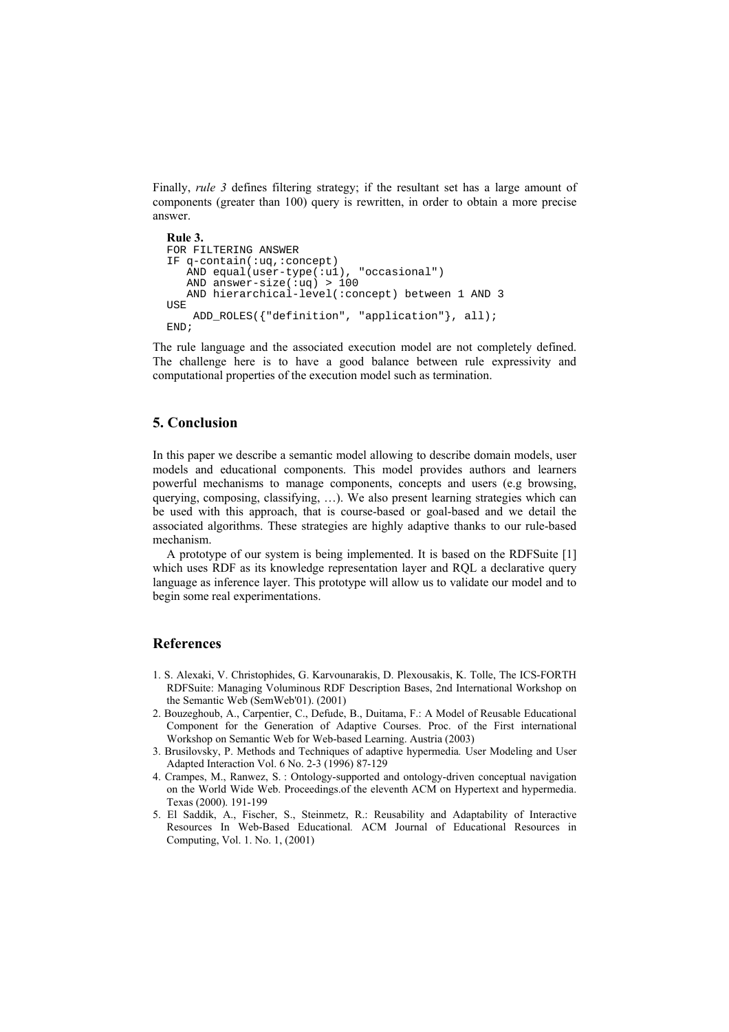Finally, *rule 3* defines filtering strategy; if the resultant set has a large amount of components (greater than 100) query is rewritten, in order to obtain a more precise answer.

**Rule 3.**

```
FOR FILTERING ANSWER
IF q-contain(:uq,:concept)
   AND equal(user-type(:u1), "occasional")
   AND answer-size(:uq) > 100
   AND hierarchical-level(:concept) between 1 AND 3
USE
    ADD_ROLES({"definition", "application"}, all);
END;
```

The rule language and the associated execution model are not completely defined. The challenge here is to have a good balance between rule expressivity and computational properties of the execution model such as termination.

## 5. Conclusion

In this paper we describe a semantic model allowing to describe domain models, user models and educational components. This model provides authors and learners powerful mechanisms to manage components, concepts and users (e.g browsing, querying, composing, classifying, …). We also present learning strategies which can be used with this approach, that is course-based or goal-based and we detail the associated algorithms. These strategies are highly adaptive thanks to our rule-based mechanism.

A prototype of our system is being implemented. It is based on the RDFSuite [1] which uses RDF as its knowledge representation layer and RQL a declarative query language as inference layer. This prototype will allow us to validate our model and to begin some real experimentations.

## References

1. S. Alexaki, V. Christophides, G. Karvounarakis, D. Plexousakis, K. Tolle, The ICS-FORTH RDFSuite: Managing Voluminous RDF Description Bases, 2nd International Workshop on the Semantic Web (SemWeb'01). (2001)
2. Bouzeghoub, A., Carpentier, C., Defude, B., Duitama, F.: A Model of Reusable Educational Component for the Generation of Adaptive Courses. Proc. of the First international Workshop on Semantic Web for Web-based Learning. Austria (2003)
3. Brusilovsky, P. Methods and Techniques of adaptive hypermedia*.* User Modeling and User Adapted Interaction Vol. 6 No. 2-3 (1996) 87-129
4. Crampes, M., Ranwez, S. : Ontology-supported and ontology-driven conceptual navigation on the World Wide Web. Proceedings.of the eleventh ACM on Hypertext and hypermedia. Texas (2000). 191-199
5. El Saddik, A., Fischer, S., Steinmetz, R.: Reusability and Adaptability of Interactive Resources In Web-Based Educational*.* ACM Journal of Educational Resources in Computing, Vol. 1. No. 1, (2001)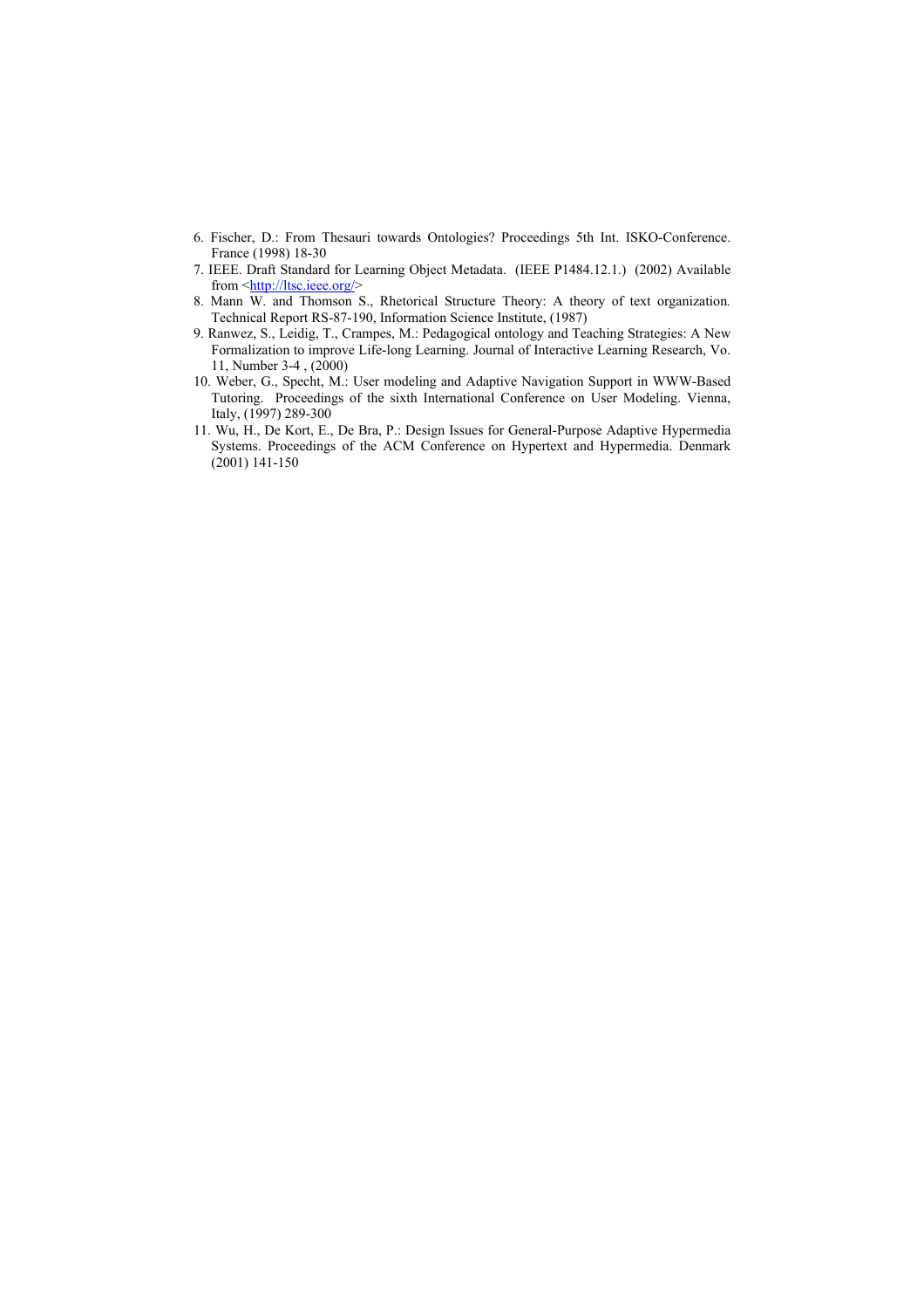6. Fischer, D.: From Thesauri towards Ontologies? Proceedings 5th Int. ISKO-Conference. France (1998) 18-30
7. IEEE. Draft Standard for Learning Object Metadata. (IEEE P1484.12.1.) (2002) Available from <http://ltsc.ieee.org/>
8. Mann W. and Thomson S., Rhetorical Structure Theory: A theory of text organization. Technical Report RS-87-190, Information Science Institute, (1987)
9. Ranwez, S., Leidig, T., Crampes, M.: Pedagogical ontology and Teaching Strategies: A New Formalization to improve Life-long Learning. Journal of Interactive Learning Research, Vo. 11, Number 3-4 , (2000)
10. Weber, G., Specht, M.: User modeling and Adaptive Navigation Support in WWW-Based Tutoring. Proceedings of the sixth International Conference on User Modeling. Vienna, Italy, (1997) 289-300
11. Wu, H., De Kort, E., De Bra, P.: Design Issues for General-Purpose Adaptive Hypermedia Systems. Proceedings of the ACM Conference on Hypertext and Hypermedia. Denmark (2001) 141-150